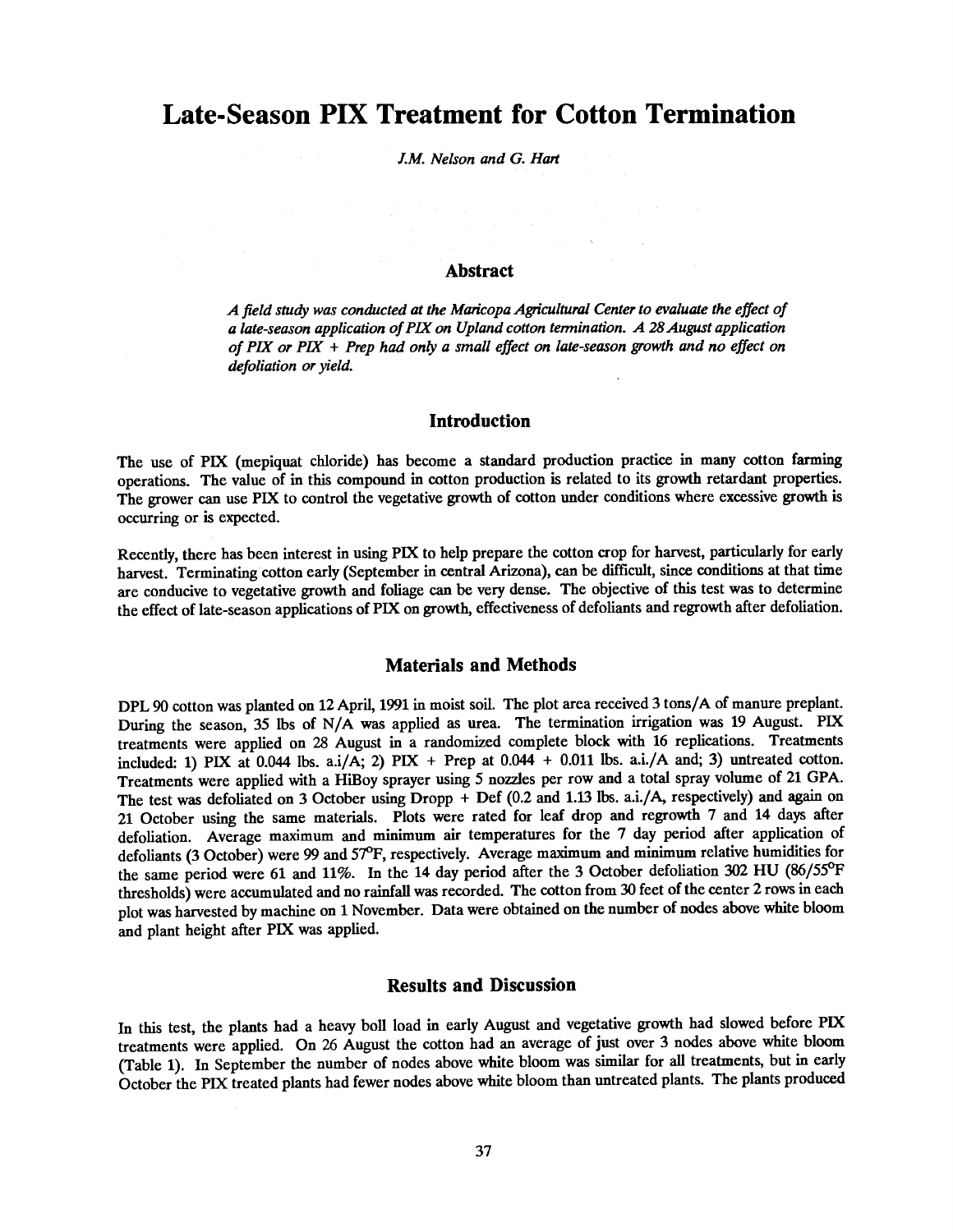# Late-Season PIX Treatment for Cotton Termination

*J.M. Nelson and G. Hart*

## Abstract

*A field study was conducted at the Maricopa Agricultural Center to evaluate the effect of a late-season application of PIX on Upland cotton termination. A 28 August application of PIX or PIX + Prep had only a small effect on late-season growth and no effect on defoliation or yield.*

## Introduction

The use of PIX (mepiquat chloride) has become a standard production practice in many cotton farming operations. The value of in this compound in cotton production is related to its growth retardant properties. The grower can use PIX to control the vegetative growth of cotton under conditions where excessive growth is occurring or is expected.

Recently, there has been interest in using PIX to help prepare the cotton crop for harvest, particularly for early harvest. Terminating cotton early (September in central Arizona), can be difficult, since conditions at that time are conducive to vegetative growth and foliage can be very dense. The objective of this test was to determine the effect of late-season applications of PIX on growth, effectiveness of defoliants and regrowth after defoliation.

## Materials and Methods

DPL 90 cotton was planted on 12 April, 1991 in moist soil. The plot area received 3 tons/A of manure preplant. During the season, 35 lbs of N/A was applied as urea. The termination irrigation was 19 August. PIX treatments were applied on 28 August in a randomized complete block with 16 replications. Treatments included: 1) PIX at 0.044 lbs. a.i/A; 2) PIX + Prep at 0.044 + 0.011 lbs. a.i./A and; 3) untreated cotton. Treatments were applied with a HiBoy sprayer using 5 nozzles per row and a total spray volume of 21 GPA. The test was defoliated on 3 October using Dropp + Def (0.2 and 1.13 lbs. a.i./A, respectively) and again on 21 October using the same materials. Plots were rated for leaf drop and regrowth 7 and 14 days after defoliation. Average maximum and minimum air temperatures for the 7 day period after application of defoliants (3 October) were 99 and 57°F, respectively. Average maximum and minimum relative humidities for the same period were 61 and 11%. In the 14 day period after the 3 October defoliation 302 HU (86/55°F thresholds) were accumulated and no rainfall was recorded. The cotton from 30 feet of the center 2 rows in each plot was harvested by machine on 1 November. Data were obtained on the number of nodes above white bloom and plant height after PIX was applied.

## Results and Discussion

In this test, the plants had a heavy boll load in early August and vegetative growth had slowed before PIX treatments were applied. On 26 August the cotton had an average of just over 3 nodes above white bloom (Table 1). In September the number of nodes above white bloom was similar for all treatments, but in early October the PIX treated plants had fewer nodes above white bloom than untreated plants. The plants produced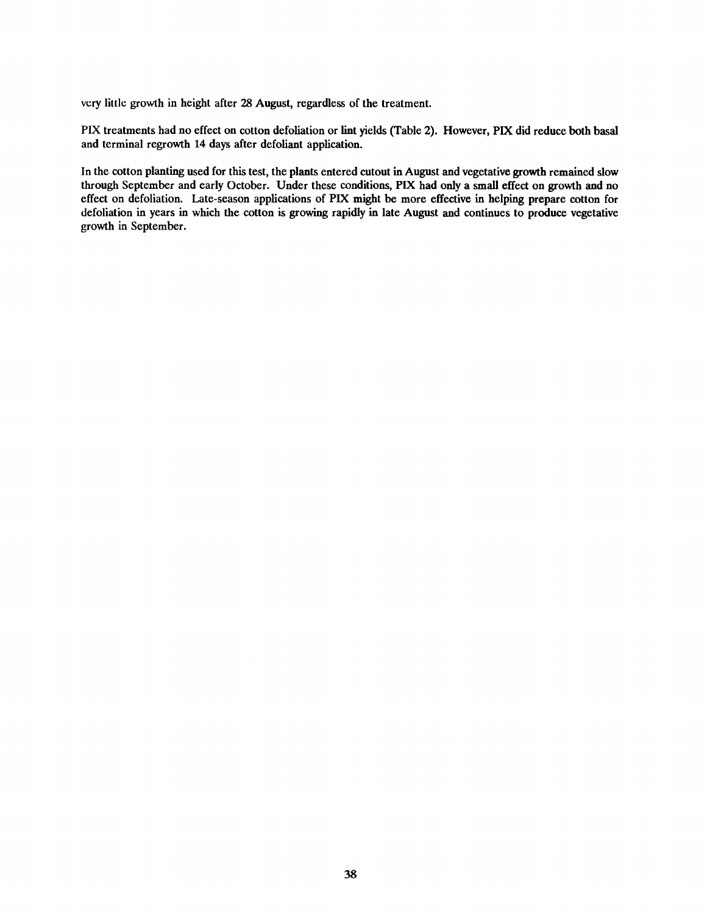very little growth in height after 28 August, regardless of the treatment.

PIX treatments had no effect on cotton defoliation or lint yields (Table 2). However, PIX did reduce both basal and terminal regrowth 14 days after defoliant application.

In the cotton planting used for this test, the plants entered cutout in August and vegetative growth remained slow through September and early October. Under these conditions, PIX had only a small effect on growth and no effect on defoliation. Late-season applications of PIX might be more effective in helping prepare cotton for defoliation in years in which the cotton is growing rapidly in late August and continues to produce vegetative growth in September.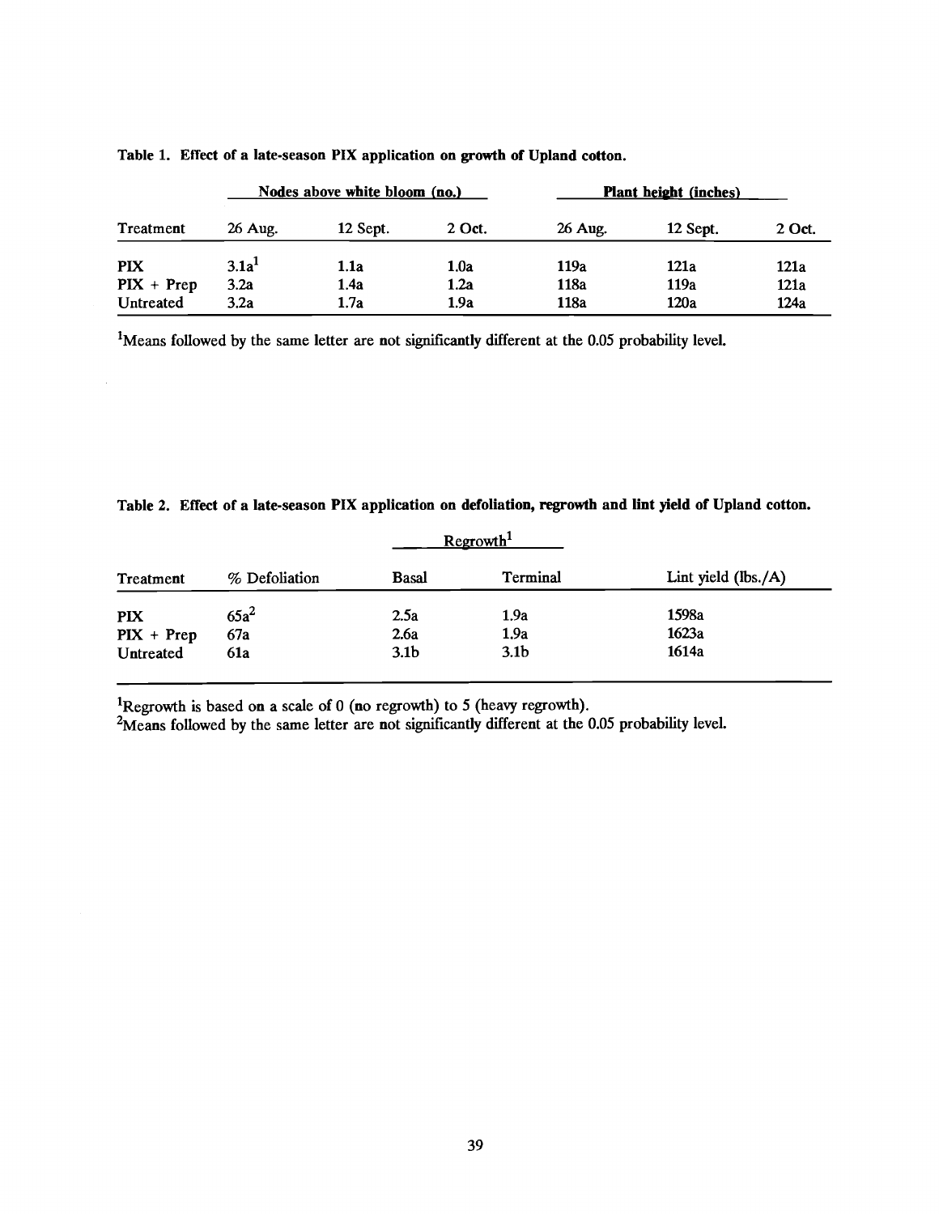**Table 1. Effect of a late-season PIX application on growth of Upland cotton.**

| | Nodes above white bloom (no.) | | | Plant height (inches) | | |
|---|---|---|---|---|---|---|
| Treatment | 26 Aug. | 12 Sept. | 2 Oct. | 26 Aug. | 12 Sept. | 2 Oct. |
| PIX | 3.1a[1] | 1.1a | 1.0a | 119a | 121a | 121a |
| PIX + Prep | 3.2a | 1.4a | 1.2a | 118a | 119a | 121a |
| Untreated | 3.2a | 1.7a | 1.9a | 118a | 120a | 124a |

[1]Means followed by the same letter are not significantly different at the 0.05 probability level.

**Table 2. Effect of a late-season PIX application on defoliation, regrowth and lint yield of Upland cotton.**

| | | Regrowth[1] | | |
|---|---|---|---|---|
| Treatment | % Defoliation | Basal | Terminal | Lint yield (lbs./A) |
| PIX | 65a[2] | 2.5a | 1.9a | 1598a |
| PIX + Prep | 67a | 2.6a | 1.9a | 1623a |
| Untreated | 61a | 3.1b | 3.1b | 1614a |

[1]Regrowth is based on a scale of 0 (no regrowth) to 5 (heavy regrowth).
[2]Means followed by the same letter are not significantly different at the 0.05 probability level.